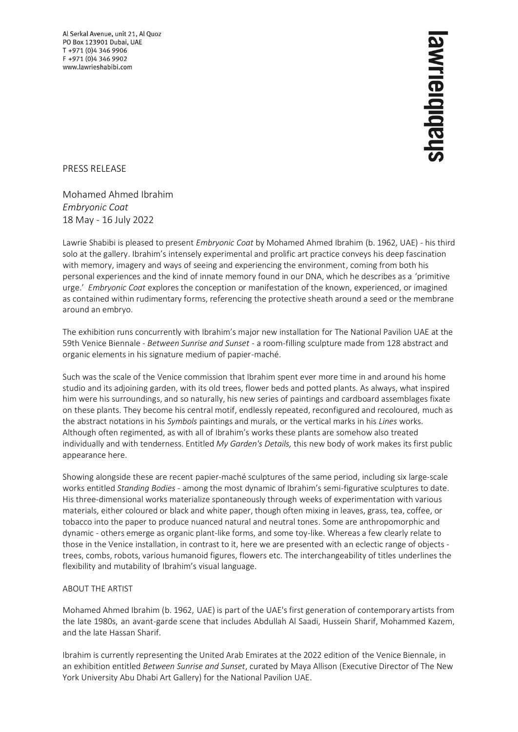Al Serkal Avenue, unit 21, Al Quoz
PO Box 123901 Dubai, UAE
T +971 (0)4 346 9906
F +971 (0)4 346 9902
www.lawrieshabibi.com

lawrieshabibi

PRESS RELEASE

Mohamed Ahmed Ibrahim
*Embryonic Coat*
18 May - 16 July 2022

Lawrie Shabibi is pleased to present *Embryonic Coat* by Mohamed Ahmed Ibrahim (b. 1962, UAE) - his third solo at the gallery. Ibrahim's intensely experimental and prolific art practice conveys his deep fascination with memory, imagery and ways of seeing and experiencing the environment, coming from both his personal experiences and the kind of innate memory found in our DNA, which he describes as a 'primitive urge.' *Embryonic Coat* explores the conception or manifestation of the known, experienced, or imagined as contained within rudimentary forms, referencing the protective sheath around a seed or the membrane around an embryo.

The exhibition runs concurrently with Ibrahim's major new installation for The National Pavilion UAE at the 59th Venice Biennale - *Between Sunrise and Sunset* - a room-filling sculpture made from 128 abstract and organic elements in his signature medium of papier-maché.

Such was the scale of the Venice commission that Ibrahim spent ever more time in and around his home studio and its adjoining garden, with its old trees, flower beds and potted plants. As always, what inspired him were his surroundings, and so naturally, his new series of paintings and cardboard assemblages fixate on these plants. They become his central motif, endlessly repeated, reconfigured and recoloured, much as the abstract notations in his *Symbols* paintings and murals, or the vertical marks in his *Lines* works. Although often regimented, as with all of Ibrahim's works these plants are somehow also treated individually and with tenderness. Entitled *My Garden's Details,* this new body of work makes its first public appearance here.

Showing alongside these are recent papier-maché sculptures of the same period, including six large-scale works entitled *Standing Bodies* - among the most dynamic of Ibrahim's semi-figurative sculptures to date. His three-dimensional works materialize spontaneously through weeks of experimentation with various materials, either coloured or black and white paper, though often mixing in leaves, grass, tea, coffee, or tobacco into the paper to produce nuanced natural and neutral tones. Some are anthropomorphic and dynamic - others emerge as organic plant-like forms, and some toy-like. Whereas a few clearly relate to those in the Venice installation, in contrast to it, here we are presented with an eclectic range of objects - trees, combs, robots, various humanoid figures, flowers etc. The interchangeability of titles underlines the flexibility and mutability of Ibrahim's visual language.

ABOUT THE ARTIST

Mohamed Ahmed Ibrahim (b. 1962, UAE) is part of the UAE's first generation of contemporary artists from the late 1980s, an avant-garde scene that includes Abdullah Al Saadi, Hussein Sharif, Mohammed Kazem, and the late Hassan Sharif.

Ibrahim is currently representing the United Arab Emirates at the 2022 edition of the Venice Biennale, in an exhibition entitled *Between Sunrise and Sunset*, curated by Maya Allison (Executive Director of The New York University Abu Dhabi Art Gallery) for the National Pavilion UAE.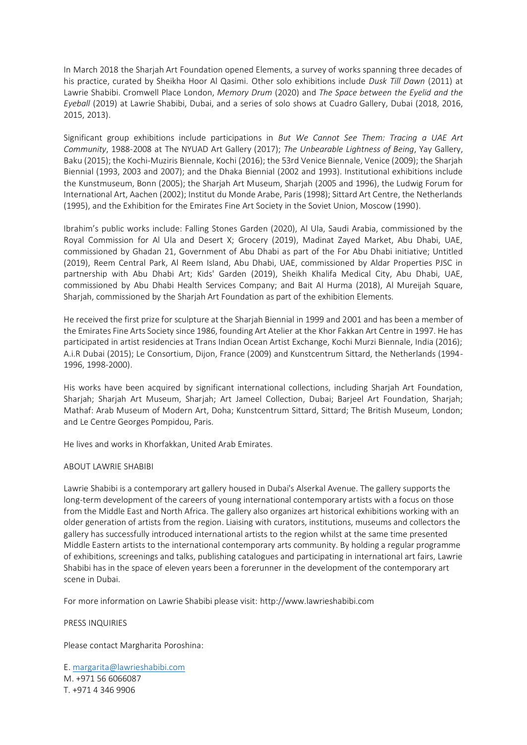In March 2018 the Sharjah Art Foundation opened Elements, a survey of works spanning three decades of his practice, curated by Sheikha Hoor Al Qasimi. Other solo exhibitions include *Dusk Till Dawn* (2011) at Lawrie Shabibi. Cromwell Place London, *Memory Drum* (2020) and *The Space between the Eyelid and the Eyeball* (2019) at Lawrie Shabibi, Dubai, and a series of solo shows at Cuadro Gallery, Dubai (2018, 2016, 2015, 2013).

Significant group exhibitions include participations in *But We Cannot See Them: Tracing a UAE Art Community*, 1988-2008 at The NYUAD Art Gallery (2017); *The Unbearable Lightness of Being*, Yay Gallery, Baku (2015); the Kochi-Muziris Biennale, Kochi (2016); the 53rd Venice Biennale, Venice (2009); the Sharjah Biennial (1993, 2003 and 2007); and the Dhaka Biennial (2002 and 1993). Institutional exhibitions include the Kunstmuseum, Bonn (2005); the Sharjah Art Museum, Sharjah (2005 and 1996), the Ludwig Forum for International Art, Aachen (2002); Institut du Monde Arabe, Paris (1998); Sittard Art Centre, the Netherlands (1995), and the Exhibition for the Emirates Fine Art Society in the Soviet Union, Moscow (1990).

Ibrahim's public works include: Falling Stones Garden (2020), Al Ula, Saudi Arabia, commissioned by the Royal Commission for Al Ula and Desert X; Grocery (2019), Madinat Zayed Market, Abu Dhabi, UAE, commissioned by Ghadan 21, Government of Abu Dhabi as part of the For Abu Dhabi initiative; Untitled (2019), Reem Central Park, Al Reem Island, Abu Dhabi, UAE, commissioned by Aldar Properties PJSC in partnership with Abu Dhabi Art; Kids' Garden (2019), Sheikh Khalifa Medical City, Abu Dhabi, UAE, commissioned by Abu Dhabi Health Services Company; and Bait Al Hurma (2018), Al Mureijah Square, Sharjah, commissioned by the Sharjah Art Foundation as part of the exhibition Elements.

He received the first prize for sculpture at the Sharjah Biennial in 1999 and 2001 and has been a member of the Emirates Fine Arts Society since 1986, founding Art Atelier at the Khor Fakkan Art Centre in 1997. He has participated in artist residencies at Trans Indian Ocean Artist Exchange, Kochi Murzi Biennale, India (2016); A.i.R Dubai (2015); Le Consortium, Dijon, France (2009) and Kunstcentrum Sittard, the Netherlands (1994-1996, 1998-2000).

His works have been acquired by significant international collections, including Sharjah Art Foundation, Sharjah; Sharjah Art Museum, Sharjah; Art Jameel Collection, Dubai; Barjeel Art Foundation, Sharjah; Mathaf: Arab Museum of Modern Art, Doha; Kunstcentrum Sittard, Sittard; The British Museum, London; and Le Centre Georges Pompidou, Paris.

He lives and works in Khorfakkan, United Arab Emirates.

## ABOUT LAWRIE SHABIBI

Lawrie Shabibi is a contemporary art gallery housed in Dubai's Alserkal Avenue. The gallery supports the long-term development of the careers of young international contemporary artists with a focus on those from the Middle East and North Africa. The gallery also organizes art historical exhibitions working with an older generation of artists from the region. Liaising with curators, institutions, museums and collectors the gallery has successfully introduced international artists to the region whilst at the same time presented Middle Eastern artists to the international contemporary arts community. By holding a regular programme of exhibitions, screenings and talks, publishing catalogues and participating in international art fairs, Lawrie Shabibi has in the space of eleven years been a forerunner in the development of the contemporary art scene in Dubai.

For more information on Lawrie Shabibi please visit: http://www.lawrieshabibi.com

## PRESS INQUIRIES

Please contact Margharita Poroshina:

E. margarita@lawrieshabibi.com  
M. +971 56 6066087  
T. +971 4 346 9906